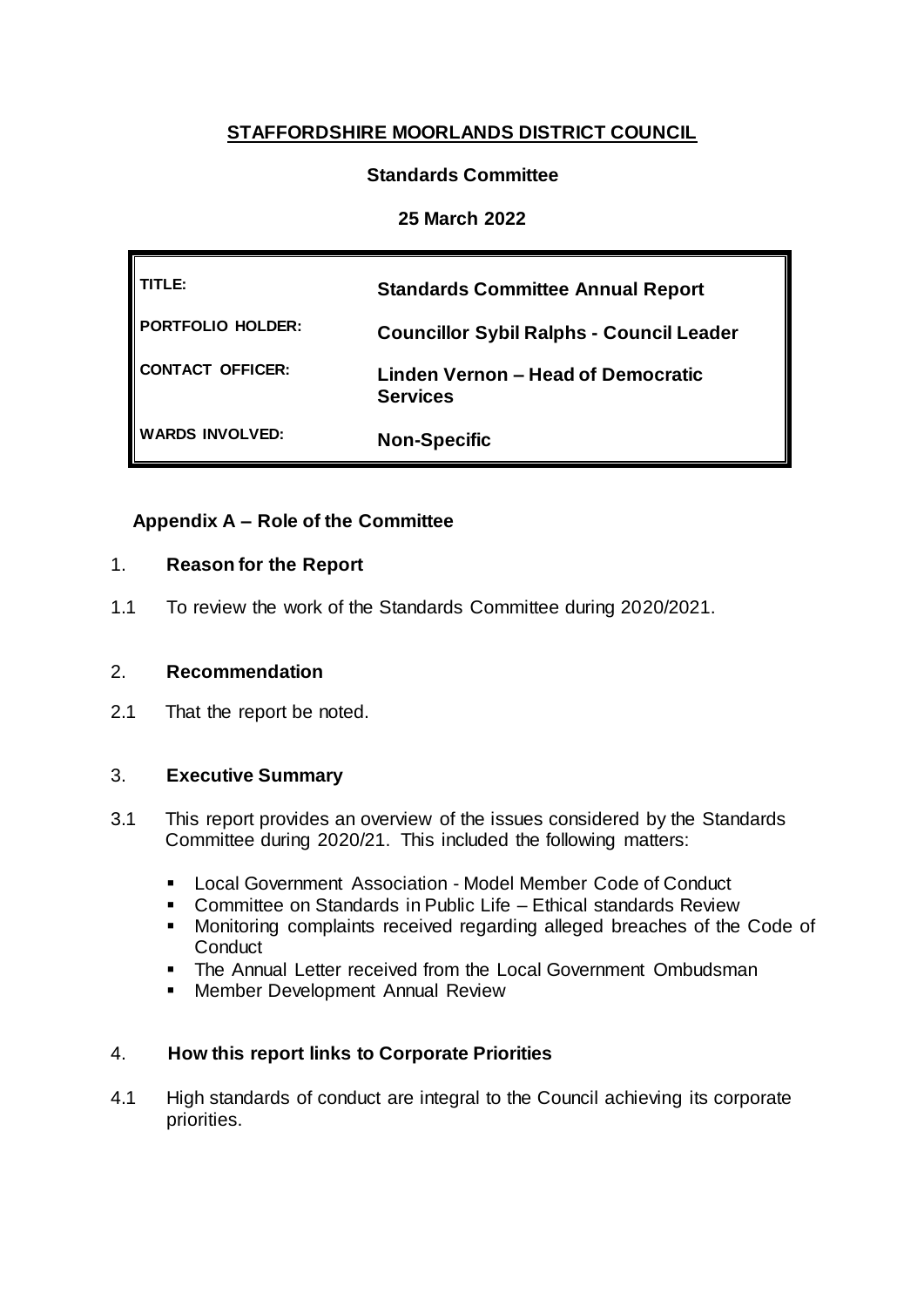# STAFFORDSHIRE MOORLANDS DISTRICT COUNCIL

**Standards Committee**

**25 March 2022**

| | |
|---|---|
| **TITLE:** | **Standards Committee Annual Report** |
| **PORTFOLIO HOLDER:** | **Councillor Sybil Ralphs - Council Leader** |
| **CONTACT OFFICER:** | **Linden Vernon – Head of Democratic Services** |
| **WARDS INVOLVED:** | **Non-Specific** |

**Appendix A – Role of the Committee**

## 1. Reason for the Report

1.1 To review the work of the Standards Committee during 2020/2021.

## 2. Recommendation

2.1 That the report be noted.

## 3. Executive Summary

3.1 This report provides an overview of the issues considered by the Standards Committee during 2020/21. This included the following matters:

- Local Government Association - Model Member Code of Conduct
- Committee on Standards in Public Life – Ethical standards Review
- Monitoring complaints received regarding alleged breaches of the Code of Conduct
- The Annual Letter received from the Local Government Ombudsman
- Member Development Annual Review

## 4. How this report links to Corporate Priorities

4.1 High standards of conduct are integral to the Council achieving its corporate priorities.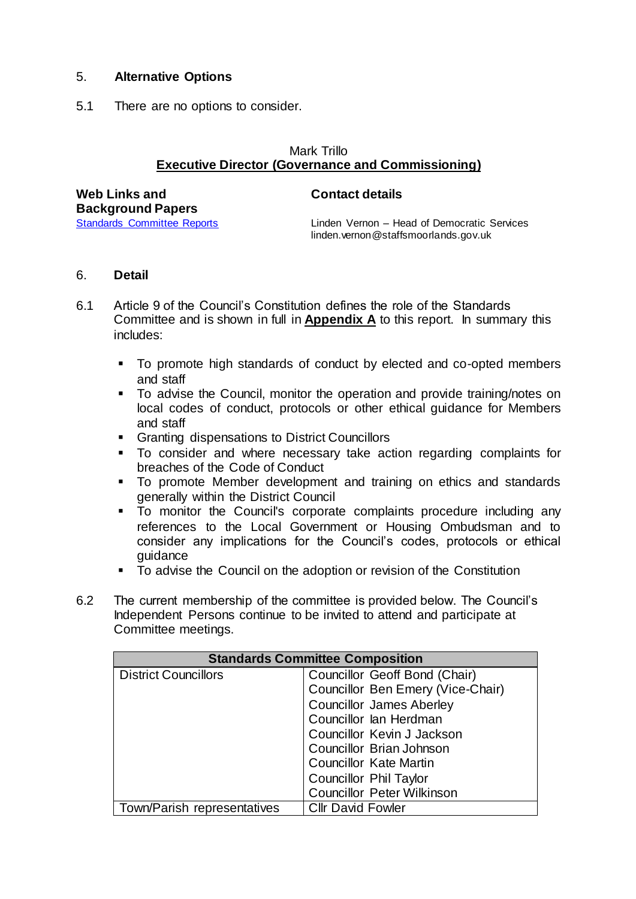## 5. Alternative Options

5.1 There are no options to consider.

Mark Trillo
**Executive Director (Governance and Commissioning)**

**Web Links and Background Papers**

[Standards Committee Reports]

**Contact details**

Linden Vernon – Head of Democratic Services
linden.vernon@staffsmoorlands.gov.uk

## 6. Detail

6.1 Article 9 of the Council's Constitution defines the role of the Standards Committee and is shown in full in **Appendix A** to this report. In summary this includes:

- To promote high standards of conduct by elected and co-opted members and staff
- To advise the Council, monitor the operation and provide training/notes on local codes of conduct, protocols or other ethical guidance for Members and staff
- Granting dispensations to District Councillors
- To consider and where necessary take action regarding complaints for breaches of the Code of Conduct
- To promote Member development and training on ethics and standards generally within the District Council
- To monitor the Council's corporate complaints procedure including any references to the Local Government or Housing Ombudsman and to consider any implications for the Council's codes, protocols or ethical guidance
- To advise the Council on the adoption or revision of the Constitution

6.2 The current membership of the committee is provided below. The Council's Independent Persons continue to be invited to attend and participate at Committee meetings.

| Standards Committee Composition | |
|---|---|
| District Councillors | Councillor Geoff Bond (Chair)<br>Councillor Ben Emery (Vice-Chair)<br>Councillor James Aberley<br>Councillor Ian Herdman<br>Councillor Kevin J Jackson<br>Councillor Brian Johnson<br>Councillor Kate Martin<br>Councillor Phil Taylor<br>Councillor Peter Wilkinson |
| Town/Parish representatives | Cllr David Fowler |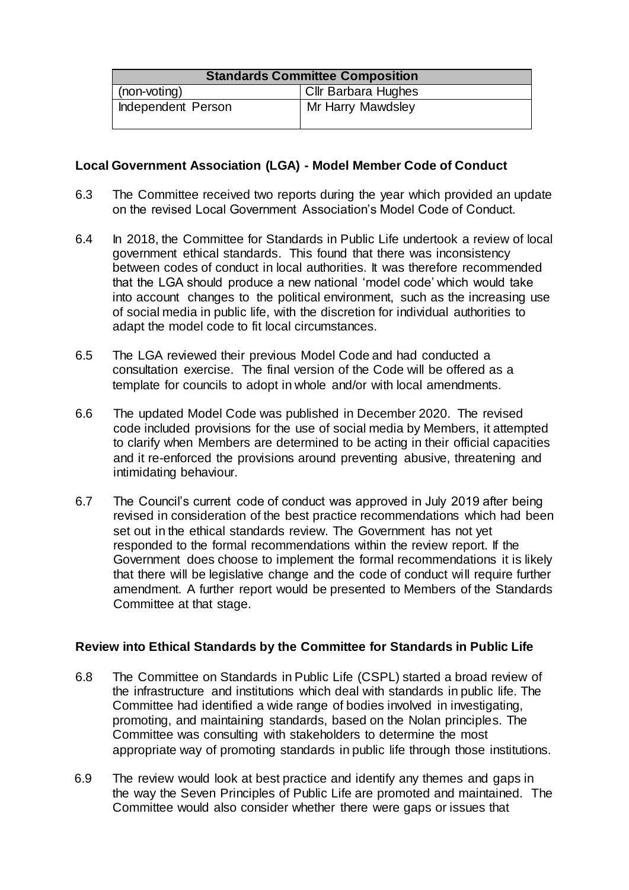| Standards Committee Composition | |
|---|---|
| (non-voting) | Cllr Barbara Hughes |
| Independent Person | Mr Harry Mawdsley |

**Local Government Association (LGA) - Model Member Code of Conduct**

6.3 The Committee received two reports during the year which provided an update on the revised Local Government Association's Model Code of Conduct.

6.4 In 2018, the Committee for Standards in Public Life undertook a review of local government ethical standards. This found that there was inconsistency between codes of conduct in local authorities. It was therefore recommended that the LGA should produce a new national 'model code' which would take into account changes to the political environment, such as the increasing use of social media in public life, with the discretion for individual authorities to adapt the model code to fit local circumstances.

6.5 The LGA reviewed their previous Model Code and had conducted a consultation exercise. The final version of the Code will be offered as a template for councils to adopt in whole and/or with local amendments.

6.6 The updated Model Code was published in December 2020. The revised code included provisions for the use of social media by Members, it attempted to clarify when Members are determined to be acting in their official capacities and it re-enforced the provisions around preventing abusive, threatening and intimidating behaviour.

6.7 The Council's current code of conduct was approved in July 2019 after being revised in consideration of the best practice recommendations which had been set out in the ethical standards review. The Government has not yet responded to the formal recommendations within the review report. If the Government does choose to implement the formal recommendations it is likely that there will be legislative change and the code of conduct will require further amendment. A further report would be presented to Members of the Standards Committee at that stage.

**Review into Ethical Standards by the Committee for Standards in Public Life**

6.8 The Committee on Standards in Public Life (CSPL) started a broad review of the infrastructure and institutions which deal with standards in public life. The Committee had identified a wide range of bodies involved in investigating, promoting, and maintaining standards, based on the Nolan principles. The Committee was consulting with stakeholders to determine the most appropriate way of promoting standards in public life through those institutions.

6.9 The review would look at best practice and identify any themes and gaps in the way the Seven Principles of Public Life are promoted and maintained. The Committee would also consider whether there were gaps or issues that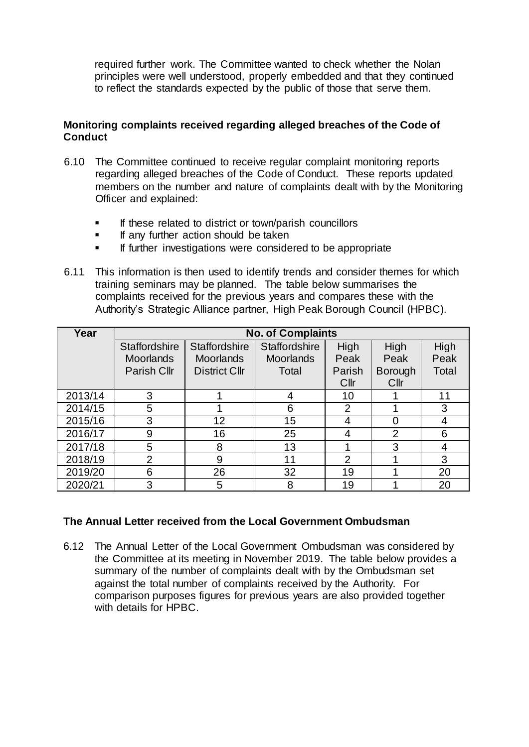required further work. The Committee wanted to check whether the Nolan principles were well understood, properly embedded and that they continued to reflect the standards expected by the public of those that serve them.

**Monitoring complaints received regarding alleged breaches of the Code of Conduct**

6.10 The Committee continued to receive regular complaint monitoring reports regarding alleged breaches of the Code of Conduct. These reports updated members on the number and nature of complaints dealt with by the Monitoring Officer and explained:

- If these related to district or town/parish councillors
- If any further action should be taken
- If further investigations were considered to be appropriate

6.11 This information is then used to identify trends and consider themes for which training seminars may be planned. The table below summarises the complaints received for the previous years and compares these with the Authority's Strategic Alliance partner, High Peak Borough Council (HPBC).

| Year | No. of Complaints | | | | | |
|---|---|---|---|---|---|---|
| | Staffordshire Moorlands Parish Cllr | Staffordshire Moorlands District Cllr | Staffordshire Moorlands Total | High Peak Parish Cllr | High Peak Borough Cllr | High Peak Total |
| 2013/14 | 3 | 1 | 4 | 10 | 1 | 11 |
| 2014/15 | 5 | 1 | 6 | 2 | 1 | 3 |
| 2015/16 | 3 | 12 | 15 | 4 | 0 | 4 |
| 2016/17 | 9 | 16 | 25 | 4 | 2 | 6 |
| 2017/18 | 5 | 8 | 13 | 1 | 3 | 4 |
| 2018/19 | 2 | 9 | 11 | 2 | 1 | 3 |
| 2019/20 | 6 | 26 | 32 | 19 | 1 | 20 |
| 2020/21 | 3 | 5 | 8 | 19 | 1 | 20 |

**The Annual Letter received from the Local Government Ombudsman**

6.12 The Annual Letter of the Local Government Ombudsman was considered by the Committee at its meeting in November 2019. The table below provides a summary of the number of complaints dealt with by the Ombudsman set against the total number of complaints received by the Authority. For comparison purposes figures for previous years are also provided together with details for HPBC.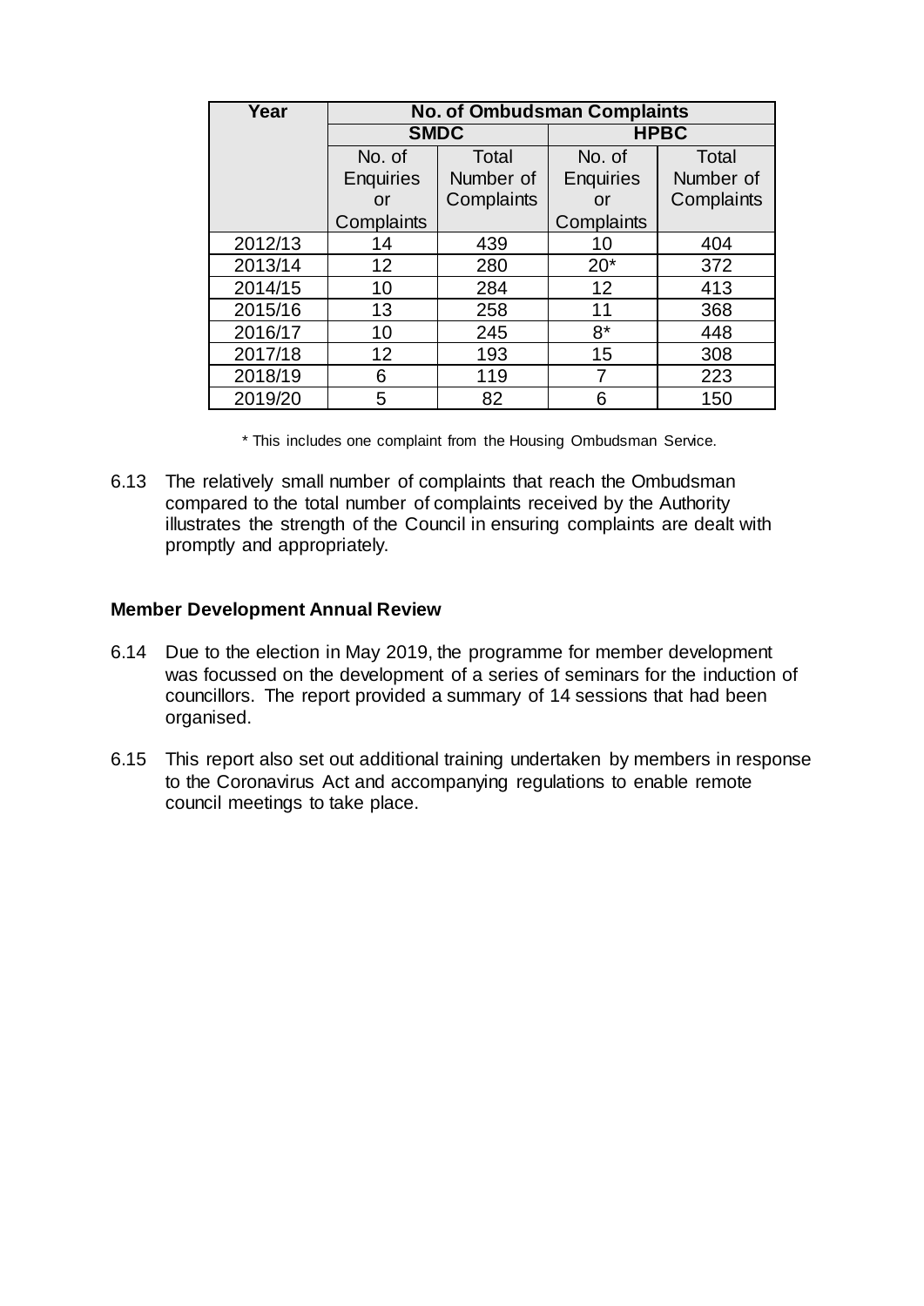| Year | No. of Ombudsman Complaints | | | |
|---|---|---|---|---|
| | SMDC | | HPBC | |
| | No. of Enquiries or Complaints | Total Number of Complaints | No. of Enquiries or Complaints | Total Number of Complaints |
| 2012/13 | 14 | 439 | 10 | 404 |
| 2013/14 | 12 | 280 | 20* | 372 |
| 2014/15 | 10 | 284 | 12 | 413 |
| 2015/16 | 13 | 258 | 11 | 368 |
| 2016/17 | 10 | 245 | 8* | 448 |
| 2017/18 | 12 | 193 | 15 | 308 |
| 2018/19 | 6 | 119 | 7 | 223 |
| 2019/20 | 5 | 82 | 6 | 150 |

\* This includes one complaint from the Housing Ombudsman Service.

6.13 The relatively small number of complaints that reach the Ombudsman compared to the total number of complaints received by the Authority illustrates the strength of the Council in ensuring complaints are dealt with promptly and appropriately.

**Member Development Annual Review**

6.14 Due to the election in May 2019, the programme for member development was focussed on the development of a series of seminars for the induction of councillors. The report provided a summary of 14 sessions that had been organised.

6.15 This report also set out additional training undertaken by members in response to the Coronavirus Act and accompanying regulations to enable remote council meetings to take place.